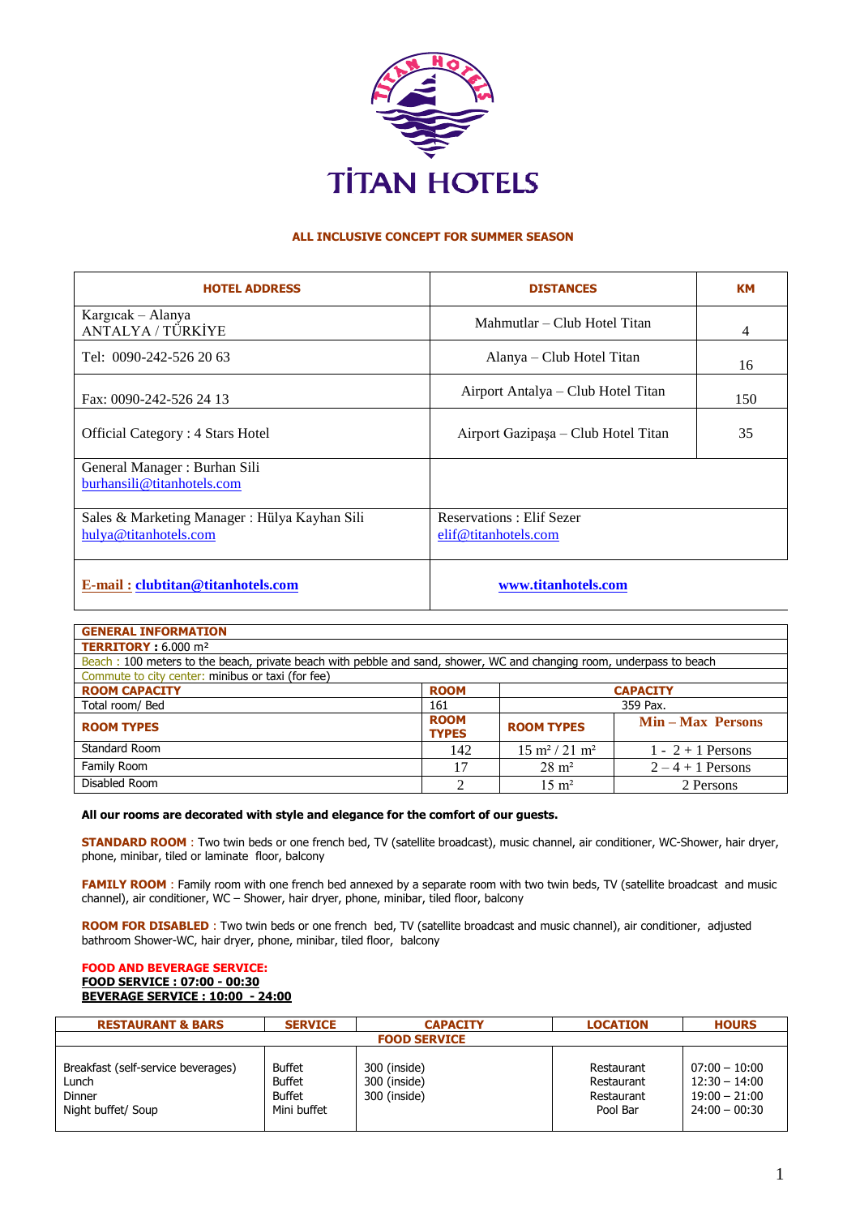# TİTAN HOTELS

**ALL INCLUSIVE CONCEPT FOR SUMMER SEASON**

| HOTEL ADDRESS | DISTANCES | KM |
|---|---|---|
| Kargıcak – Alanya<br>ANTALYA / TÜRKİYE | Mahmutlar – Club Hotel Titan | 4 |
| Tel: 0090-242-526 20 63 | Alanya – Club Hotel Titan | 16 |
| Fax: 0090-242-526 24 13 | Airport Antalya – Club Hotel Titan | 150 |
| Official Category : 4 Stars Hotel | Airport Gazipaşa – Club Hotel Titan | 35 |
| General Manager : Burhan Sili<br>burhansili@titanhotels.com | | |
| Sales & Marketing Manager : Hülya Kayhan Sili<br>hulya@titanhotels.com | Reservations : Elif Sezer<br>elif@titanhotels.com | |
| **E-mail : clubtitan@titanhotels.com** | **www.titanhotels.com** | |

| GENERAL INFORMATION | | | |
|---|---|---|---|
| **TERRITORY :** 6.000 m² | | | |
| Beach : 100 meters to the beach, private beach with pebble and sand, shower, WC and changing room, underpass to beach | | | |
| Commute to city center: minibus or taxi (for fee) | | | |
| **ROOM CAPACITY** | **ROOM** | **CAPACITY** | |
| Total room/ Bed | 161 | 359 Pax. | |
| **ROOM TYPES** | **ROOM TYPES** | **ROOM TYPES** | **Min – Max Persons** |
| Standard Room | 142 | 15 m² / 21 m² | 1 - 2 + 1 Persons |
| Family Room | 17 | 28 m² | 2 – 4 + 1 Persons |
| Disabled Room | 2 | 15 m² | 2 Persons |

**All our rooms are decorated with style and elegance for the comfort of our guests.**

**STANDARD ROOM** : Two twin beds or one french bed, TV (satellite broadcast), music channel, air conditioner, WC-Shower, hair dryer, phone, minibar, tiled or laminate floor, balcony

**FAMILY ROOM** : Family room with one french bed annexed by a separate room with two twin beds, TV (satellite broadcast and music channel), air conditioner, WC – Shower, hair dryer, phone, minibar, tiled floor, balcony

**ROOM FOR DISABLED** : Two twin beds or one french bed, TV (satellite broadcast and music channel), air conditioner, adjusted bathroom Shower-WC, hair dryer, phone, minibar, tiled floor, balcony

**FOOD AND BEVERAGE SERVICE:**
**FOOD SERVICE : 07:00 - 00:30**
**BEVERAGE SERVICE : 10:00 - 24:00**

| RESTAURANT & BARS | SERVICE | CAPACITY | LOCATION | HOURS |
|---|---|---|---|---|
| **FOOD SERVICE** | | | | |
| Breakfast (self-service beverages) | Buffet | 300 (inside) | Restaurant | 07:00 – 10:00 |
| Lunch | Buffet | 300 (inside) | Restaurant | 12:30 – 14:00 |
| Dinner | Buffet | 300 (inside) | Restaurant | 19:00 – 21:00 |
| Night buffet/ Soup | Mini buffet | | Pool Bar | 24:00 – 00:30 |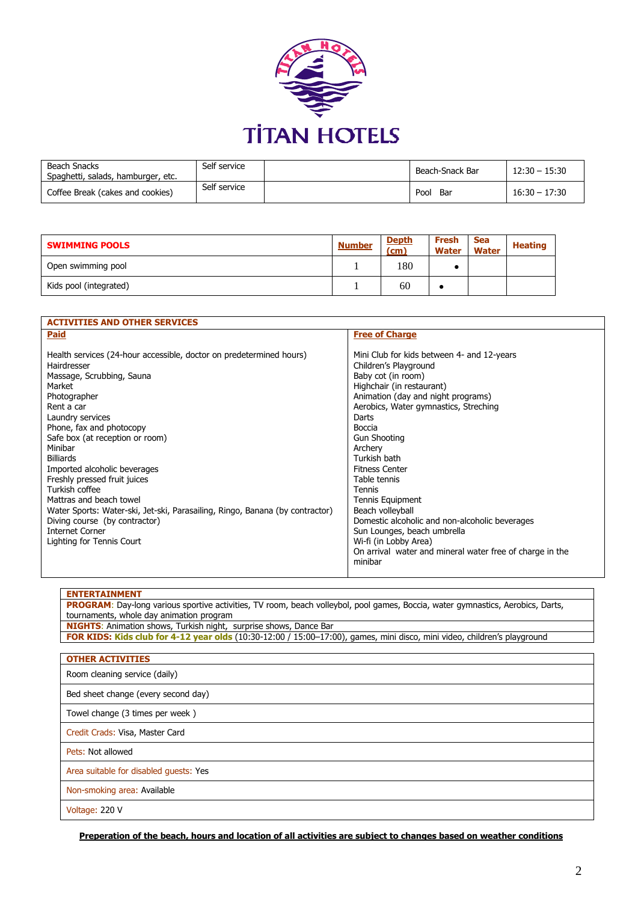TİTAN HOTELS

| | | | | |
|---|---|---|---|---|
| Beach Snacks<br>Spaghetti, salads, hamburger, etc. | Self service | | Beach-Snack Bar | 12:30 – 15:30 |
| Coffee Break (cakes and cookies) | Self service | | Pool Bar | 16:30 – 17:30 |

| SWIMMING POOLS | Number | Depth (cm) | Fresh Water | Sea Water | Heating |
|---|---|---|---|---|---|
| Open swimming pool | 1 | 180 | • | | |
| Kids pool (integrated) | 1 | 60 | • | | |

**ACTIVITIES AND OTHER SERVICES**

| Paid | Free of Charge |
|---|---|
| Health services (24-hour accessible, doctor on predetermined hours)<br>Hairdresser<br>Massage, Scrubbing, Sauna<br>Market<br>Photographer<br>Rent a car<br>Laundry services<br>Phone, fax and photocopy<br>Safe box (at reception or room)<br>Minibar<br>Billiards<br>Imported alcoholic beverages<br>Freshly pressed fruit juices<br>Turkish coffee<br>Mattras and beach towel<br>Water Sports: Water-ski, Jet-ski, Parasailing, Ringo, Banana (by contractor)<br>Diving course (by contractor)<br>Internet Corner<br>Lighting for Tennis Court | Mini Club for kids between 4- and 12-years<br>Children's Playground<br>Baby cot (in room)<br>Highchair (in restaurant)<br>Animation (day and night programs)<br>Aerobics, Water gymnastics, Streching<br>Darts<br>Boccia<br>Gun Shooting<br>Archery<br>Turkish bath<br>Fitness Center<br>Table tennis<br>Tennis<br>Tennis Equipment<br>Beach volleyball<br>Domestic alcoholic and non-alcoholic beverages<br>Sun Lounges, beach umbrella<br>Wi-fi (in Lobby Area)<br>On arrival water and mineral water free of charge in the minibar |

**ENTERTAINMENT**

**PROGRAM**: Day-long various sportive activities, TV room, beach volleybol, pool games, Boccia, water gymnastics, Aerobics, Darts, tournaments, whole day animation program

**NIGHTS**: Animation shows, Turkish night, surprise shows, Dance Bar

**FOR KIDS: Kids club for 4-12 year olds** (10:30-12:00 / 15:00–17:00), games, mini disco, mini video, children's playground

**OTHER ACTIVITIES**

Room cleaning service (daily)

Bed sheet change (every second day)

Towel change (3 times per week )

Credit Crads: Visa, Master Card

Pets: Not allowed

Area suitable for disabled guests: Yes

Non-smoking area: Available

Voltage: 220 V

**Preperation of the beach, hours and location of all activities are subject to changes based on weather conditions**